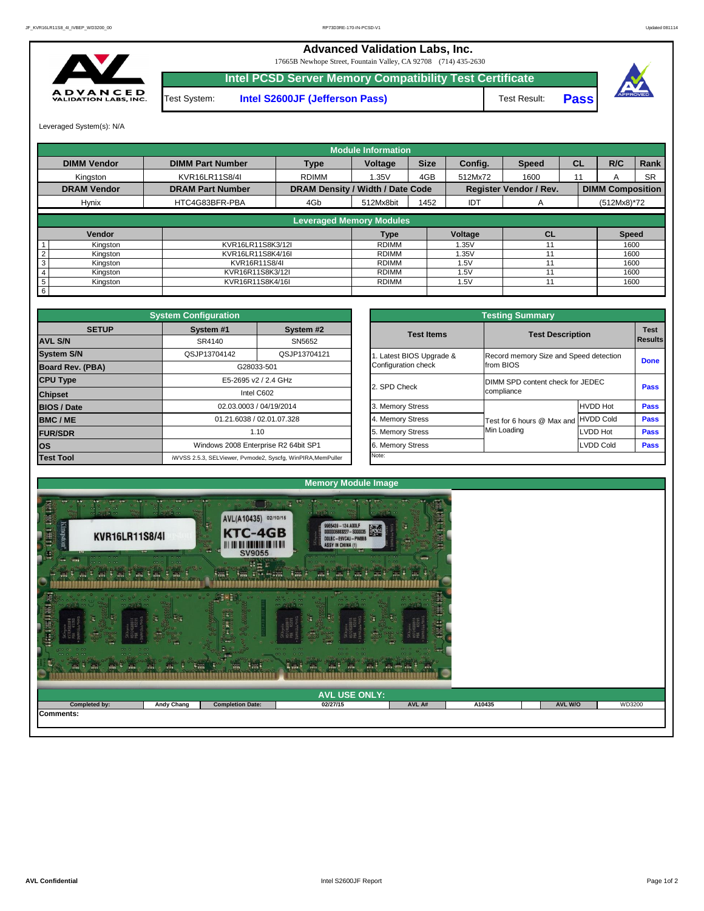# Advanced Validation Labs, Inc.

17665B Newhope Street, Fountain Valley, CA 92708 (714) 435-2630

## Intel PCSD Server Memory Compatibility Test Certificate

| Test System: | Intel S2600JF (Jefferson Pass) | Test Result: | Pass |
|---|---|---|---|

Leveraged System(s): N/A

### Module Information

| DIMM Vendor | DIMM Part Number | Type | Voltage | Size | Config. | Speed | CL | R/C | Rank |
|---|---|---|---|---|---|---|---|---|---|
| Kingston | KVR16LR11S8/4I | RDIMM | 1.35V | 4GB | 512Mx72 | 1600 | 11 | A | SR |
| **DRAM Vendor** | **DRAM Part Number** | **DRAM Density / Width / Date Code** | | | **Register Vendor / Rev.** | | | **DIMM Composition** | |
| Hynix | HTC4G83BFR-PBA | 4Gb | 512Mx8bit | 1452 | IDT | A | | (512Mx8)*72 | |

### Leveraged Memory Modules

| | Vendor | | Type | Voltage | CL | Speed |
|---|---|---|---|---|---|---|
| 1 | Kingston | KVR16LR11S8K3/12I | RDIMM | 1.35V | 11 | 1600 |
| 2 | Kingston | KVR16LR11S8K4/16I | RDIMM | 1.35V | 11 | 1600 |
| 3 | Kingston | KVR16R11S8/4I | RDIMM | 1.5V | 11 | 1600 |
| 4 | Kingston | KVR16R11S8K3/12I | RDIMM | 1.5V | 11 | 1600 |
| 5 | Kingston | KVR16R11S8K4/16I | RDIMM | 1.5V | 11 | 1600 |
| 6 | | | | | | |

### System Configuration

| SETUP | System #1 | System #2 |
|---|---|---|
| AVL S/N | SR4140 | SN5652 |
| System S/N | QSJP13704142 | QSJP13704121 |
| Board Rev. (PBA) | G28033-501 | |
| CPU Type | E5-2695 v2 / 2.4 GHz | |
| Chipset | Intel C602 | |
| BIOS / Date | 02.03.0003 / 04/19/2014 | |
| BMC / ME | 01.21.6038 / 02.01.07.328 | |
| FUR/SDR | 1.10 | |
| OS | Windows 2008 Enterprise R2 64bit SP1 | |
| Test Tool | iWVSS 2.5.3, SELViewer, Pvmode2, Syscfg, WinPIRA,MemPuller | |

### Testing Summary

| Test Items | Test Description | | Test Results |
|---|---|---|---|
| 1. Latest BIOS Upgrade & Configuration check | Record memory Size and Speed detection from BIOS | | Done |
| 2. SPD Check | DIMM SPD content check for JEDEC compliance | | Pass |
| 3. Memory Stress | Test for 6 hours @ Max and Min Loading | HVDD Hot | Pass |
| 4. Memory Stress | | HVDD Cold | Pass |
| 5. Memory Stress | | LVDD Hot | Pass |
| 6. Memory Stress | | LVDD Cold | Pass |

Note:

### Memory Module Image

### AVL USE ONLY:

| Completed by: | Andy Chang | Completion Date: | 02/27/15 | AVL A# | A10435 | AVL W/O | WD3200 |
|---|---|---|---|---|---|---|---|

Comments: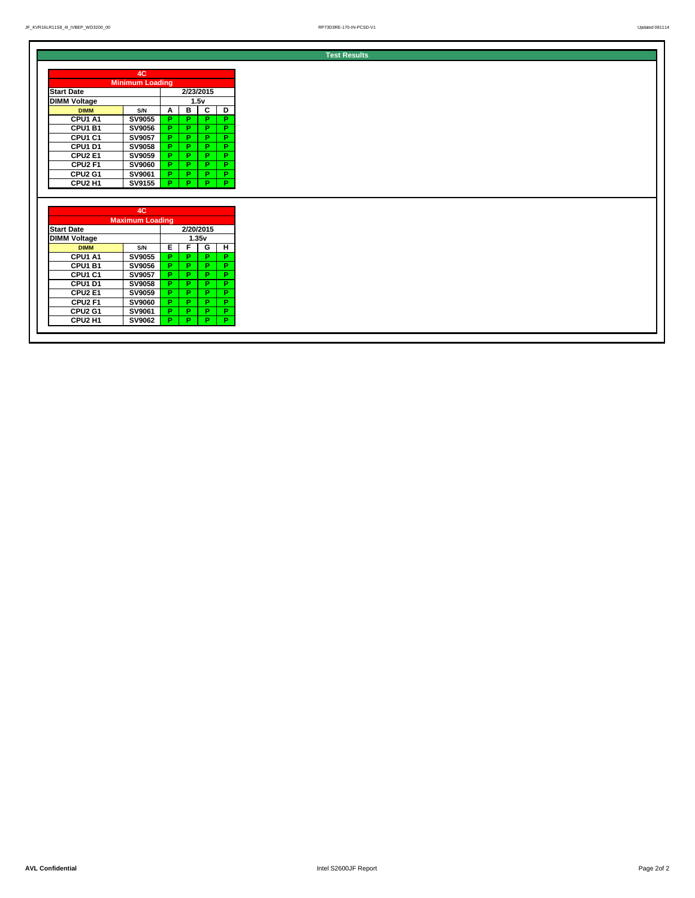## Test Results

| 4C Minimum Loading | | | | | |
|---|---|---|---|---|---|
| **Start Date** | | 2/23/2015 | | | |
| **DIMM Voltage** | | 1.5v | | | |
| **DIMM** | **S/N** | **A** | **B** | **C** | **D** |
| CPU1 A1 | SV9055 | P | P | P | P |
| CPU1 B1 | SV9056 | P | P | P | P |
| CPU1 C1 | SV9057 | P | P | P | P |
| CPU1 D1 | SV9058 | P | P | P | P |
| CPU2 E1 | SV9059 | P | P | P | P |
| CPU2 F1 | SV9060 | P | P | P | P |
| CPU2 G1 | SV9061 | P | P | P | P |
| CPU2 H1 | SV9155 | P | P | P | P |

| 4C Maximum Loading | | | | | |
|---|---|---|---|---|---|
| **Start Date** | | 2/20/2015 | | | |
| **DIMM Voltage** | | 1.35v | | | |
| **DIMM** | **S/N** | **E** | **F** | **G** | **H** |
| CPU1 A1 | SV9055 | P | P | P | P |
| CPU1 B1 | SV9056 | P | P | P | P |
| CPU1 C1 | SV9057 | P | P | P | P |
| CPU1 D1 | SV9058 | P | P | P | P |
| CPU2 E1 | SV9059 | P | P | P | P |
| CPU2 F1 | SV9060 | P | P | P | P |
| CPU2 G1 | SV9061 | P | P | P | P |
| CPU2 H1 | SV9062 | P | P | P | P |